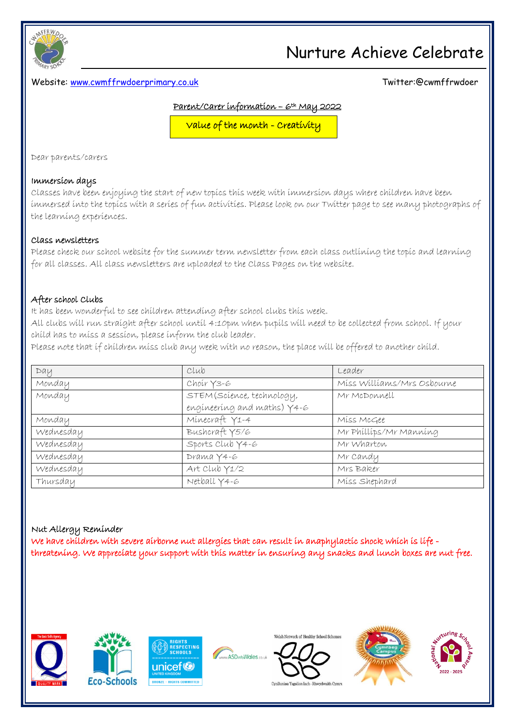# Nurture Achieve Celebrate

Website: www.cwmffrwdoerprimary.co.uk

Twitter:@cwmffrwdoer

## Parent/Carer information – 6th May 2022

**Value of the month - Creativity**

Dear parents/carers

### Immersion days

Classes have been enjoying the start of new topics this week with immersion days where children have been immersed into the topics with a series of fun activities. Please look on our Twitter page to see many photographs of the learning experiences.

### Class newsletters

Please check our school website for the summer term newsletter from each class outlining the topic and learning for all classes. All class newsletters are uploaded to the Class Pages on the website.

### After school Clubs

It has been wonderful to see children attending after school clubs this week.

All clubs will run straight after school until 4:10pm when pupils will need to be collected from school. If your child has to miss a session, please inform the club leader.

Please note that if children miss club any week with no reason, the place will be offered to another child.

| Day | Club | Leader |
|---|---|---|
| Monday | Choir Y3-6 | Miss Williams/Mrs Osbourne |
| Monday | STEM(Science, technology, engineering and maths) Y4-6 | Mr McDonnell |
| Monday | Minecraft Y1-4 | Miss McGee |
| Wednesday | Bushcraft Y5/6 | Mr Phillips/Mr Manning |
| Wednesday | Sports Club Y4-6 | Mr Wharton |
| Wednesday | Drama Y4-6 | Mr Candy |
| Wednesday | Art Club Y1/2 | Mrs Baker |
| Thursday | Netball Y4-6 | Miss Shephard |

### Nut Allergy Reminder

We have children with severe airborne nut allergies that can result in anaphylactic shock which is life - threatening. We appreciate your support with this matter in ensuring any snacks and lunch boxes are nut free.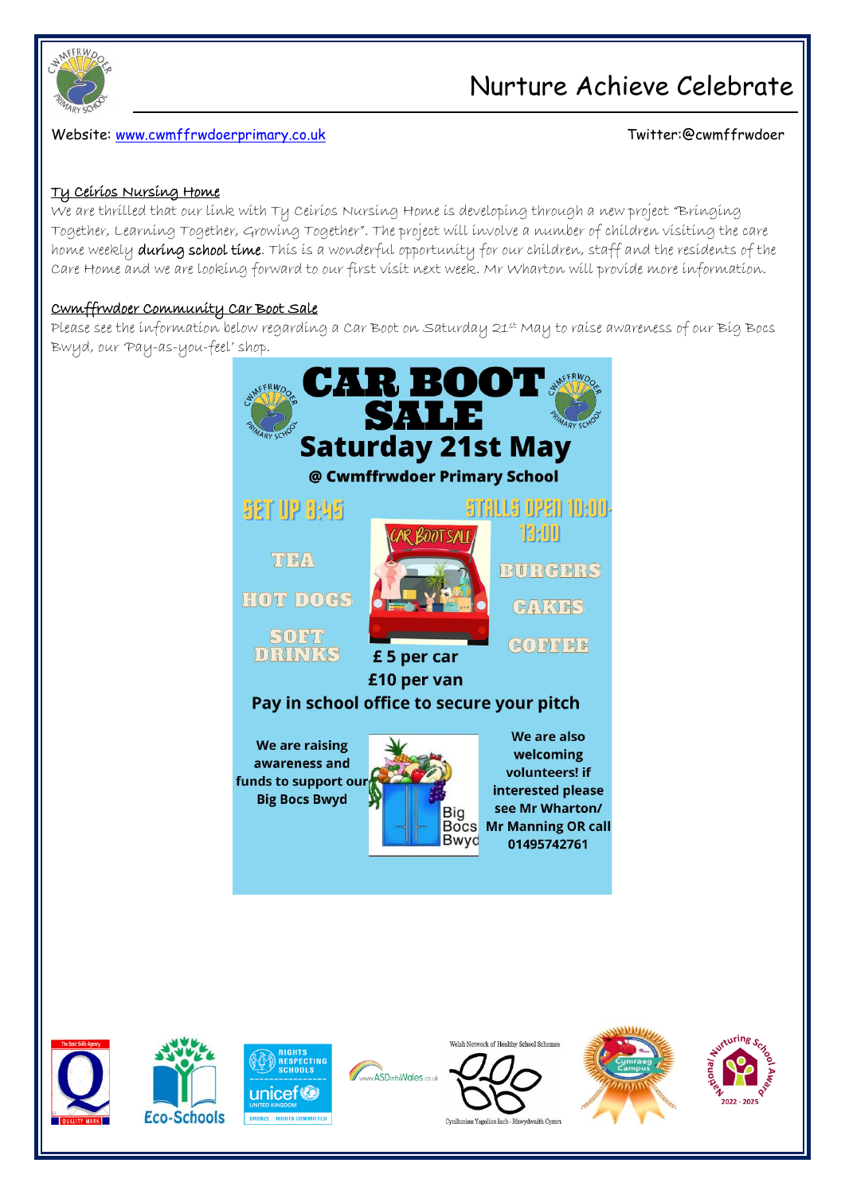# Nurture Achieve Celebrate

Website: www.cwmffrwdoerprimary.co.uk

Twitter:@cwmffrwdoer

## Ty Ceirios Nursing Home

We are thrilled that our link with Ty Ceirios Nursing Home is developing through a new project "Bringing Together, Learning Together, Growing Together". The project will involve a number of children visiting the care home weekly **during school time**. This is a wonderful opportunity for our children, staff and the residents of the Care Home and we are looking forward to our first visit next week. Mr Wharton will provide more information.

## Cwmffrwdoer Community Car Boot Sale

Please see the information below regarding a Car Boot on Saturday 21st May to raise awareness of our Big Bocs Bwyd, our 'Pay-as-you-feel' shop.

# CAR BOOT SALE

## Saturday 21st May

**@ Cwmffrwdoer Primary School**

SET UP 8:45

STALLS OPEN 10:00-13:00

TEA

HOT DOGS

SOFT DRINKS

BURGERS

CAKES

COFFEE

**£ 5 per car**

**£10 per van**

**Pay in school office to secure your pitch**

**We are raising awareness and funds to support our Big Bocs Bwyd**

**We are also welcoming volunteers! if interested please see Mr Wharton/ Mr Manning OR call 01495742761**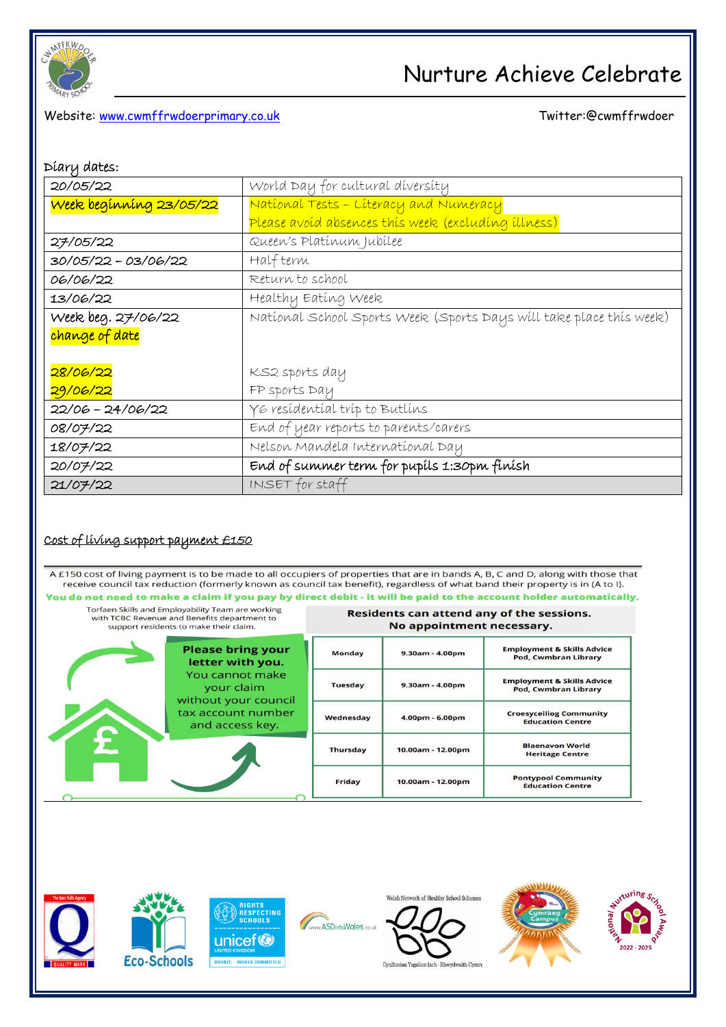# Nurture Achieve Celebrate

Website: www.cwmffrwdoerprimary.co.uk

Twitter:@cwmffrwdoer

Diary dates:

| | |
|---|---|
| 20/05/22 | World Day for cultural diversity |
| Week beginning 23/05/22 | National Tests – Literacy and Numeracy<br>Please avoid absences this week (excluding illness) |
| 27/05/22 | Queen's Platinum Jubilee |
| 30/05/22 – 03/06/22 | Half term |
| 06/06/22 | Return to school |
| 13/06/22 | Healthy Eating Week |
| Week beg. 27/06/22<br>change of date<br><br>28/06/22<br>29/06/22 | National School Sports Week (Sports Days will take place this week)<br><br><br>KS2 sports day<br>FP sports Day |
| 22/06 – 24/06/22 | Y6 residential trip to Butlins |
| 08/07/22 | End of year reports to parents/carers |
| 18/07/22 | Nelson Mandela International Day |
| 20/07/22 | **End of summer term for pupils 1:30pm finish** |
| 21/07/22 | INSET for staff |

## Cost of living support payment £150

A £150 cost of living payment is to be made to all occupiers of properties that are in bands A, B, C and D, along with those that receive council tax reduction (formerly known as council tax benefit), regardless of what band their property is in (A to I).

**You do not need to make a claim if you pay by direct debit - it will be paid to the account holder automatically.**

Torfaen Skills and Employability Team are working with TCBC Revenue and Benefits department to support residents to make their claim.

**Please bring your letter with you.** You cannot make your claim without your council tax account number and access key.

**Residents can attend any of the sessions. No appointment necessary.**

| | | |
|---|---|---|
| Monday | 9.30am - 4.00pm | Employment & Skills Advice Pod, Cwmbran Library |
| Tuesday | 9.30am - 4.00pm | Employment & Skills Advice Pod, Cwmbran Library |
| Wednesday | 4.00pm - 6.00pm | Croesyceiliog Community Education Centre |
| Thursday | 10.00am - 12.00pm | Blaenavon World Heritage Centre |
| Friday | 10.00am - 12.00pm | Pontypool Community Education Centre |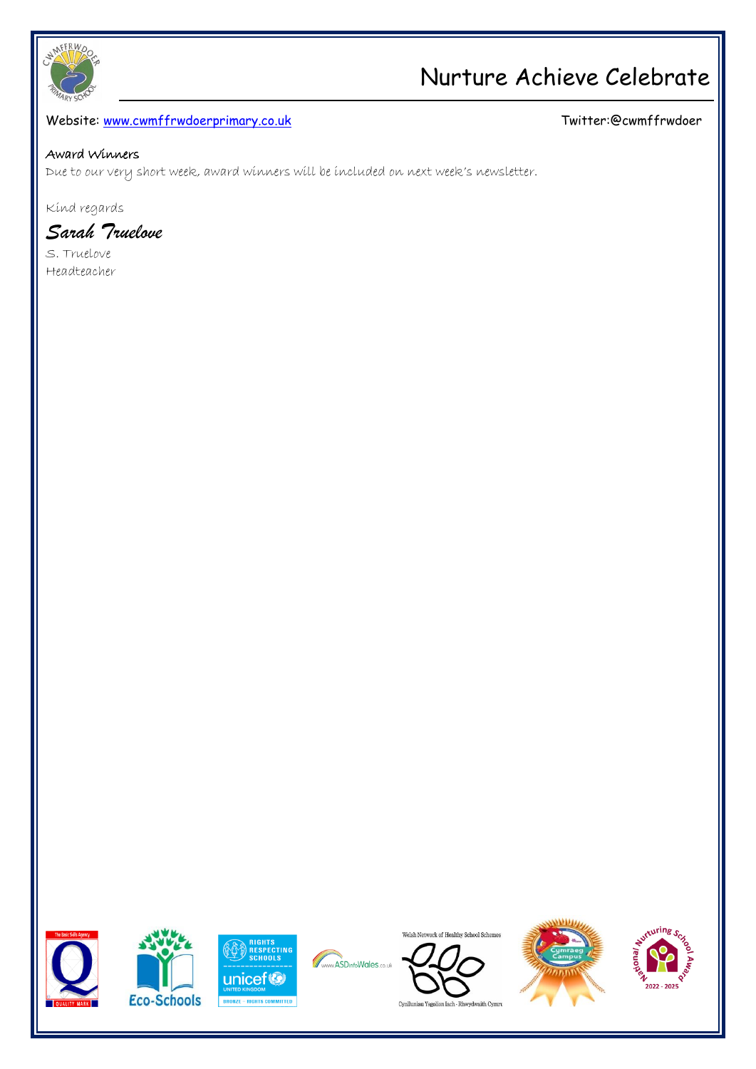# Nurture Achieve Celebrate

Website: [www.cwmffrwdoerprimary.co.uk](http://www.cwmffrwdoerprimary.co.uk) Twitter:@cwmffrwdoer

**Award Winners**

Due to our very short week, award winners will be included on next week's newsletter.

Kind regards

*Sarah Truelove*

S. Truelove
Headteacher